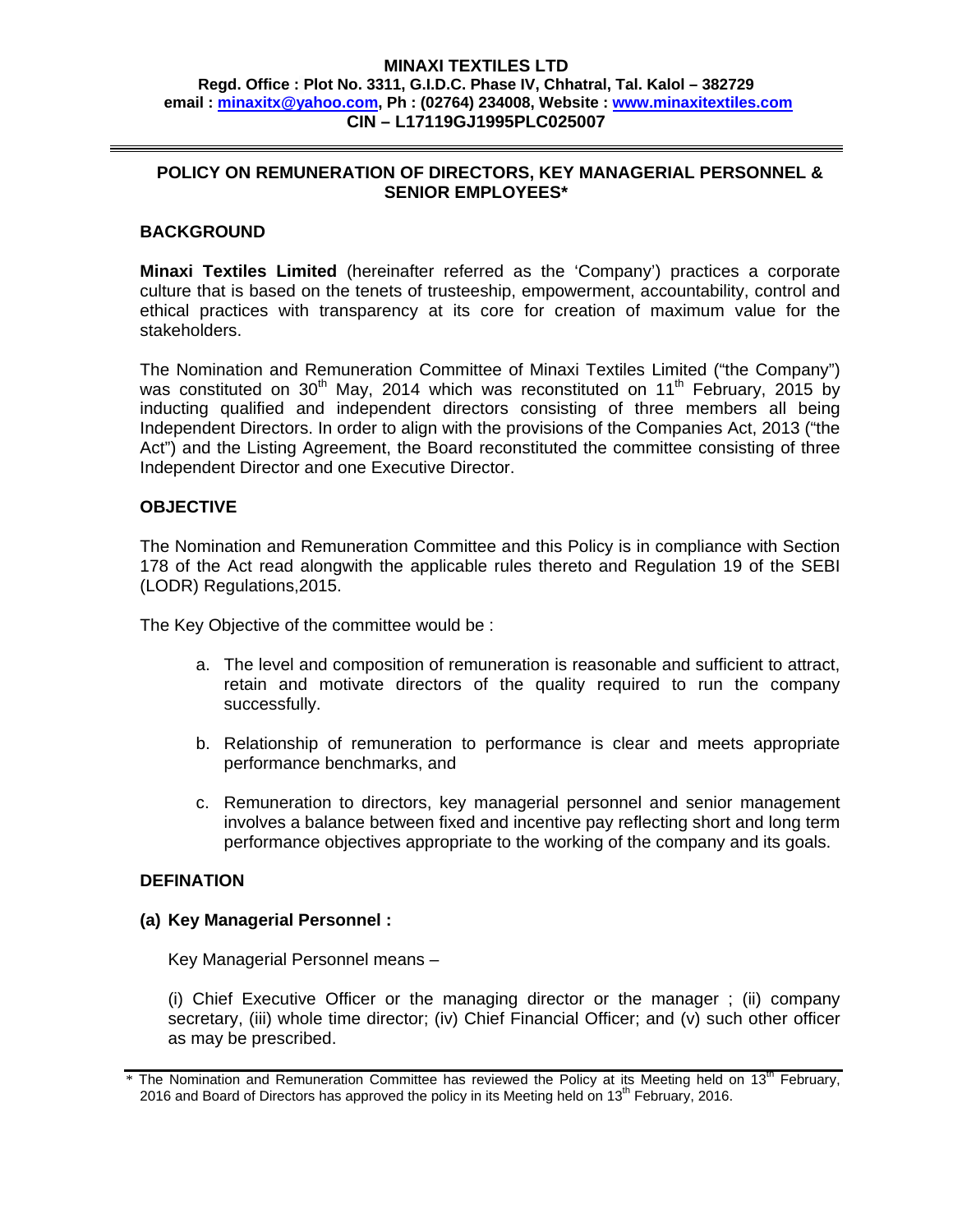**MINAXI TEXTILES LTD**
**Regd. Office : Plot No. 3311, G.I.D.C. Phase IV, Chhatral, Tal. Kalol – 382729**
**email : minaxitx@yahoo.com, Ph : (02764) 234008, Website : www.minaxitextiles.com**
**CIN – L17119GJ1995PLC025007**

---

# POLICY ON REMUNERATION OF DIRECTORS, KEY MANAGERIAL PERSONNEL & SENIOR EMPLOYEES*

## BACKGROUND

**Minaxi Textiles Limited** (hereinafter referred as the 'Company') practices a corporate culture that is based on the tenets of trusteeship, empowerment, accountability, control and ethical practices with transparency at its core for creation of maximum value for the stakeholders.

The Nomination and Remuneration Committee of Minaxi Textiles Limited ("the Company") was constituted on 30th May, 2014 which was reconstituted on 11th February, 2015 by inducting qualified and independent directors consisting of three members all being Independent Directors. In order to align with the provisions of the Companies Act, 2013 ("the Act") and the Listing Agreement, the Board reconstituted the committee consisting of three Independent Director and one Executive Director.

## OBJECTIVE

The Nomination and Remuneration Committee and this Policy is in compliance with Section 178 of the Act read alongwith the applicable rules thereto and Regulation 19 of the SEBI (LODR) Regulations,2015.

The Key Objective of the committee would be :

a. The level and composition of remuneration is reasonable and sufficient to attract, retain and motivate directors of the quality required to run the company successfully.

b. Relationship of remuneration to performance is clear and meets appropriate performance benchmarks, and

c. Remuneration to directors, key managerial personnel and senior management involves a balance between fixed and incentive pay reflecting short and long term performance objectives appropriate to the working of the company and its goals.

## DEFINATION

### (a) Key Managerial Personnel :

Key Managerial Personnel means –

(i) Chief Executive Officer or the managing director or the manager ; (ii) company secretary, (iii) whole time director; (iv) Chief Financial Officer; and (v) such other officer as may be prescribed.

---

\* The Nomination and Remuneration Committee has reviewed the Policy at its Meeting held on 13th February, 2016 and Board of Directors has approved the policy in its Meeting held on 13th February, 2016.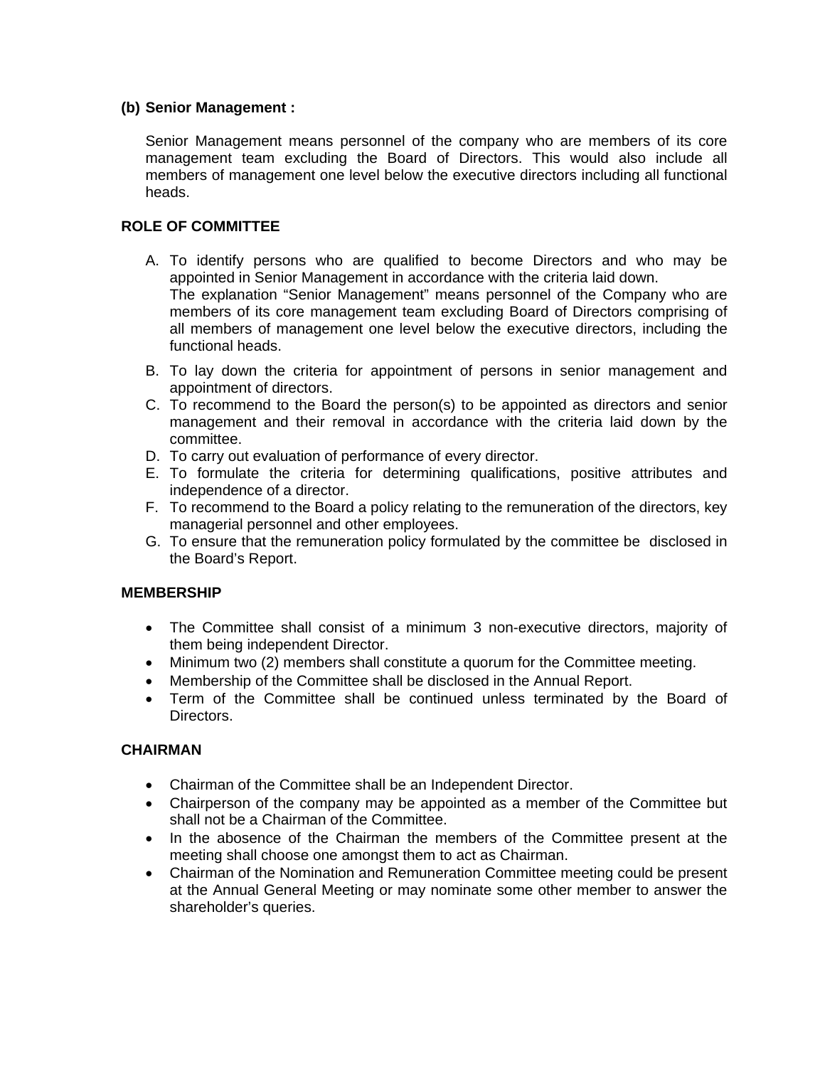**(b) Senior Management :**

Senior Management means personnel of the company who are members of its core management team excluding the Board of Directors. This would also include all members of management one level below the executive directors including all functional heads.

## ROLE OF COMMITTEE

A. To identify persons who are qualified to become Directors and who may be appointed in Senior Management in accordance with the criteria laid down.
   The explanation "Senior Management" means personnel of the Company who are members of its core management team excluding Board of Directors comprising of all members of management one level below the executive directors, including the functional heads.
B. To lay down the criteria for appointment of persons in senior management and appointment of directors.
C. To recommend to the Board the person(s) to be appointed as directors and senior management and their removal in accordance with the criteria laid down by the committee.
D. To carry out evaluation of performance of every director.
E. To formulate the criteria for determining qualifications, positive attributes and independence of a director.
F. To recommend to the Board a policy relating to the remuneration of the directors, key managerial personnel and other employees.
G. To ensure that the remuneration policy formulated by the committee be disclosed in the Board's Report.

## MEMBERSHIP

- The Committee shall consist of a minimum 3 non-executive directors, majority of them being independent Director.
- Minimum two (2) members shall constitute a quorum for the Committee meeting.
- Membership of the Committee shall be disclosed in the Annual Report.
- Term of the Committee shall be continued unless terminated by the Board of Directors.

## CHAIRMAN

- Chairman of the Committee shall be an Independent Director.
- Chairperson of the company may be appointed as a member of the Committee but shall not be a Chairman of the Committee.
- In the abosence of the Chairman the members of the Committee present at the meeting shall choose one amongst them to act as Chairman.
- Chairman of the Nomination and Remuneration Committee meeting could be present at the Annual General Meeting or may nominate some other member to answer the shareholder's queries.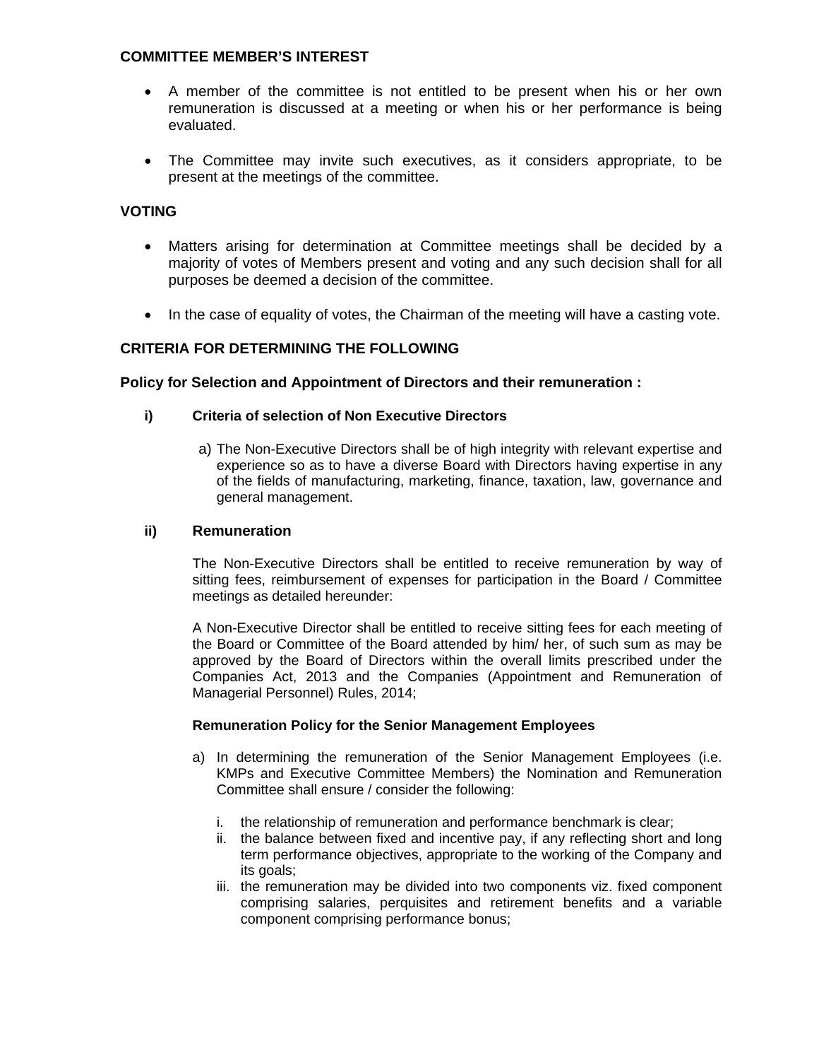## COMMITTEE MEMBER'S INTEREST

- A member of the committee is not entitled to be present when his or her own remuneration is discussed at a meeting or when his or her performance is being evaluated.
- The Committee may invite such executives, as it considers appropriate, to be present at the meetings of the committee.

## VOTING

- Matters arising for determination at Committee meetings shall be decided by a majority of votes of Members present and voting and any such decision shall for all purposes be deemed a decision of the committee.
- In the case of equality of votes, the Chairman of the meeting will have a casting vote.

## CRITERIA FOR DETERMINING THE FOLLOWING

### Policy for Selection and Appointment of Directors and their remuneration :

#### i) Criteria of selection of Non Executive Directors

a) The Non-Executive Directors shall be of high integrity with relevant expertise and experience so as to have a diverse Board with Directors having expertise in any of the fields of manufacturing, marketing, finance, taxation, law, governance and general management.

#### ii) Remuneration

The Non-Executive Directors shall be entitled to receive remuneration by way of sitting fees, reimbursement of expenses for participation in the Board / Committee meetings as detailed hereunder:

A Non-Executive Director shall be entitled to receive sitting fees for each meeting of the Board or Committee of the Board attended by him/ her, of such sum as may be approved by the Board of Directors within the overall limits prescribed under the Companies Act, 2013 and the Companies (Appointment and Remuneration of Managerial Personnel) Rules, 2014;

**Remuneration Policy for the Senior Management Employees**

a) In determining the remuneration of the Senior Management Employees (i.e. KMPs and Executive Committee Members) the Nomination and Remuneration Committee shall ensure / consider the following:

   i. the relationship of remuneration and performance benchmark is clear;
   ii. the balance between fixed and incentive pay, if any reflecting short and long term performance objectives, appropriate to the working of the Company and its goals;
   iii. the remuneration may be divided into two components viz. fixed component comprising salaries, perquisites and retirement benefits and a variable component comprising performance bonus;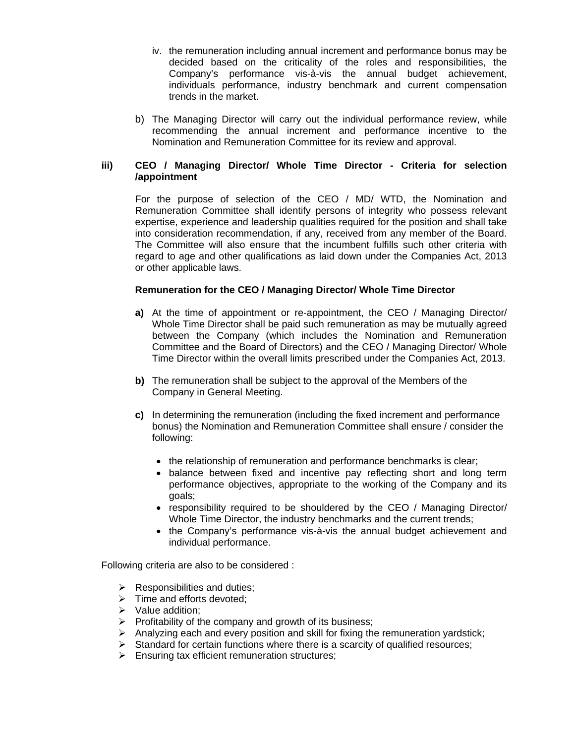iv. the remuneration including annual increment and performance bonus may be decided based on the criticality of the roles and responsibilities, the Company's performance vis-à-vis the annual budget achievement, individuals performance, industry benchmark and current compensation trends in the market.

b) The Managing Director will carry out the individual performance review, while recommending the annual increment and performance incentive to the Nomination and Remuneration Committee for its review and approval.

**iii) CEO / Managing Director/ Whole Time Director - Criteria for selection /appointment**

For the purpose of selection of the CEO / MD/ WTD, the Nomination and Remuneration Committee shall identify persons of integrity who possess relevant expertise, experience and leadership qualities required for the position and shall take into consideration recommendation, if any, received from any member of the Board. The Committee will also ensure that the incumbent fulfills such other criteria with regard to age and other qualifications as laid down under the Companies Act, 2013 or other applicable laws.

**Remuneration for the CEO / Managing Director/ Whole Time Director**

**a)** At the time of appointment or re-appointment, the CEO / Managing Director/ Whole Time Director shall be paid such remuneration as may be mutually agreed between the Company (which includes the Nomination and Remuneration Committee and the Board of Directors) and the CEO / Managing Director/ Whole Time Director within the overall limits prescribed under the Companies Act, 2013.

**b)** The remuneration shall be subject to the approval of the Members of the Company in General Meeting.

**c)** In determining the remuneration (including the fixed increment and performance bonus) the Nomination and Remuneration Committee shall ensure / consider the following:

- the relationship of remuneration and performance benchmarks is clear;
- balance between fixed and incentive pay reflecting short and long term performance objectives, appropriate to the working of the Company and its goals;
- responsibility required to be shouldered by the CEO / Managing Director/ Whole Time Director, the industry benchmarks and the current trends;
- the Company's performance vis-à-vis the annual budget achievement and individual performance.

Following criteria are also to be considered :

- Responsibilities and duties;
- Time and efforts devoted;
- Value addition;
- Profitability of the company and growth of its business;
- Analyzing each and every position and skill for fixing the remuneration yardstick;
- Standard for certain functions where there is a scarcity of qualified resources;
- Ensuring tax efficient remuneration structures;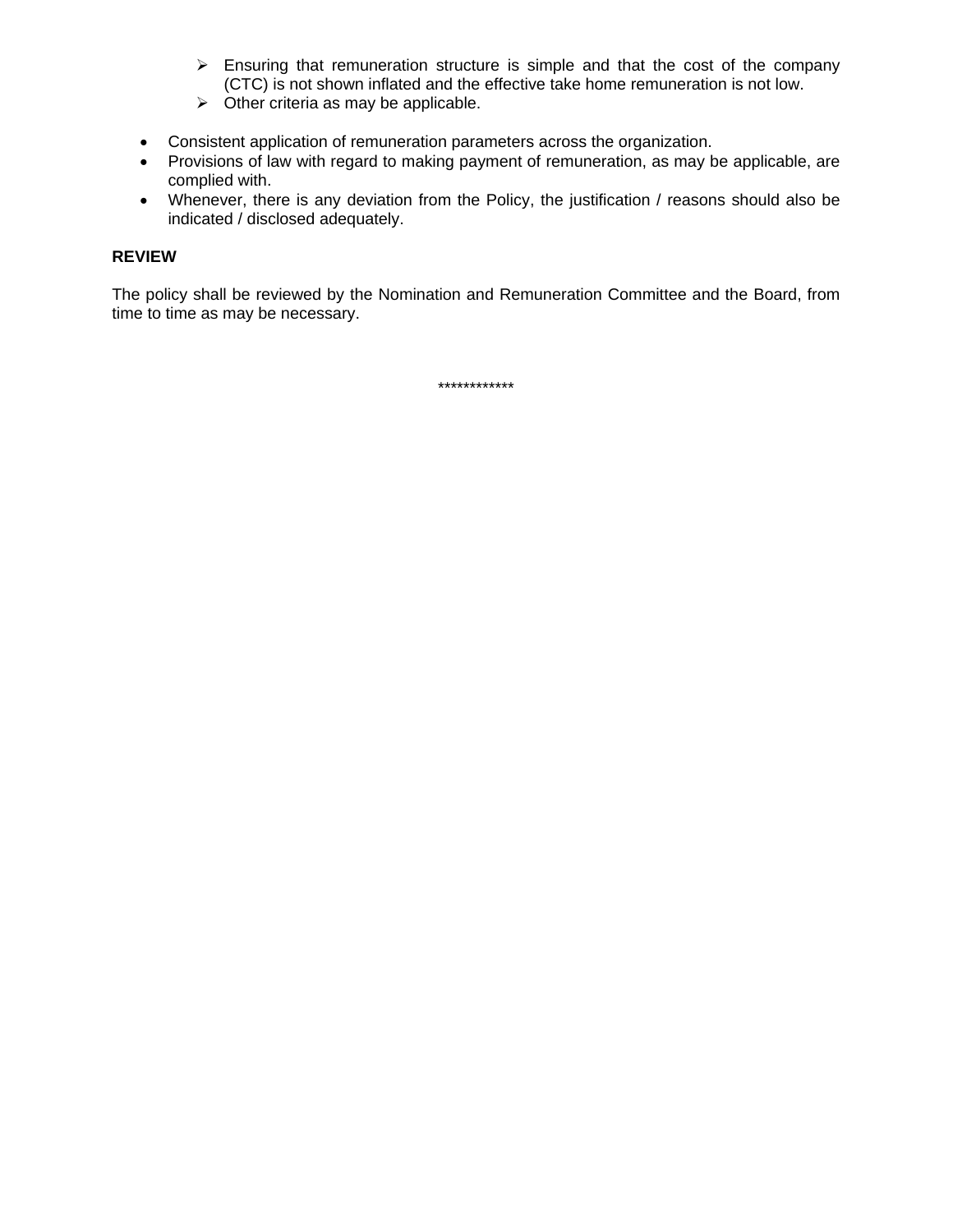- Ensuring that remuneration structure is simple and that the cost of the company (CTC) is not shown inflated and the effective take home remuneration is not low.
  - Other criteria as may be applicable.

- Consistent application of remuneration parameters across the organization.
- Provisions of law with regard to making payment of remuneration, as may be applicable, are complied with.
- Whenever, there is any deviation from the Policy, the justification / reasons should also be indicated / disclosed adequately.

**REVIEW**

The policy shall be reviewed by the Nomination and Remuneration Committee and the Board, from time to time as may be necessary.

************